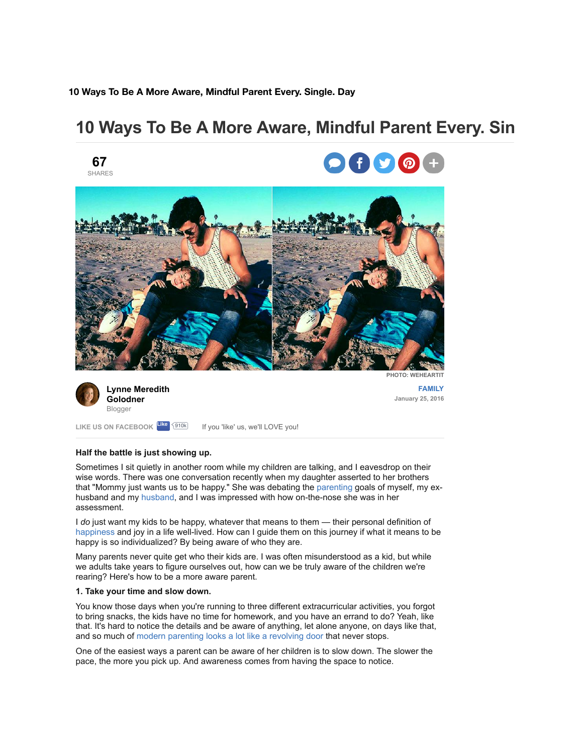**10 Ways To Be A More Aware, Mindful Parent Every. Single. Day**

# 10 Ways To Be A More Aware, Mindful Parent Every. Sin

67
SHARES

PHOTO: WEHEARTIT

**Lynne Meredith Golodner**
Blogger

FAMILY
January 25, 2016

LIKE US ON FACEBOOK Like 910k If you 'like' us, we'll LOVE you!

**Half the battle is just showing up.**

Sometimes I sit quietly in another room while my children are talking, and I eavesdrop on their wise words. There was one conversation recently when my daughter asserted to her brothers that "Mommy just wants us to be happy." She was debating the parenting goals of myself, my ex-husband and my husband, and I was impressed with how on-the-nose she was in her assessment.

I *do* just want my kids to be happy, whatever that means to them — their personal definition of happiness and joy in a life well-lived. How can I guide them on this journey if what it means to be happy is so individualized? By being aware of who they are.

Many parents never quite get who their kids are. I was often misunderstood as a kid, but while we adults take years to figure ourselves out, how can we be truly aware of the children we're rearing? Here's how to be a more aware parent.

**1. Take your time and slow down.**

You know those days when you're running to three different extracurricular activities, you forgot to bring snacks, the kids have no time for homework, and you have an errand to do? Yeah, like that. It's hard to notice the details and be aware of anything, let alone anyone, on days like that, and so much of modern parenting looks a lot like a revolving door that never stops.

One of the easiest ways a parent can be aware of her children is to slow down. The slower the pace, the more you pick up. And awareness comes from having the space to notice.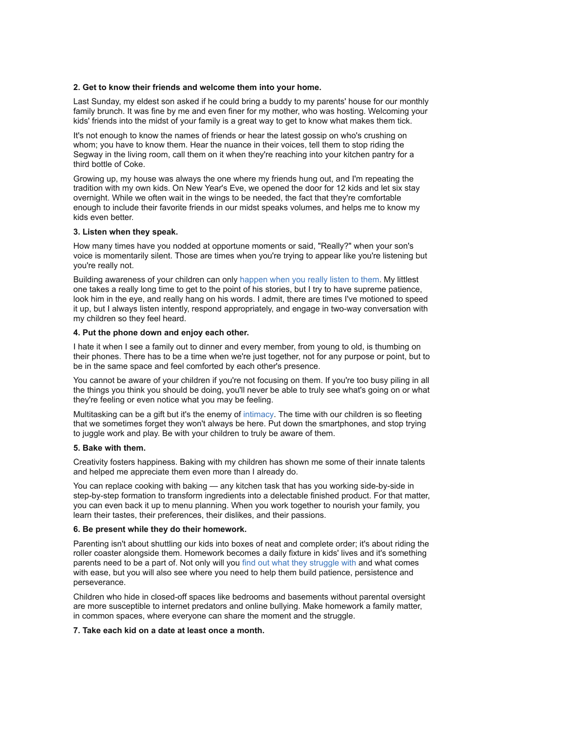**2. Get to know their friends and welcome them into your home.**

Last Sunday, my eldest son asked if he could bring a buddy to my parents' house for our monthly family brunch. It was fine by me and even finer for my mother, who was hosting. Welcoming your kids' friends into the midst of your family is a great way to get to know what makes them tick.

It's not enough to know the names of friends or hear the latest gossip on who's crushing on whom; you have to know them. Hear the nuance in their voices, tell them to stop riding the Segway in the living room, call them on it when they're reaching into your kitchen pantry for a third bottle of Coke.

Growing up, my house was always the one where my friends hung out, and I'm repeating the tradition with my own kids. On New Year's Eve, we opened the door for 12 kids and let six stay overnight. While we often wait in the wings to be needed, the fact that they're comfortable enough to include their favorite friends in our midst speaks volumes, and helps me to know my kids even better.

**3. Listen when they speak.**

How many times have you nodded at opportune moments or said, "Really?" when your son's voice is momentarily silent. Those are times when you're trying to appear like you're listening but you're really not.

Building awareness of your children can only happen when you really listen to them. My littlest one takes a really long time to get to the point of his stories, but I try to have supreme patience, look him in the eye, and really hang on his words. I admit, there are times I've motioned to speed it up, but I always listen intently, respond appropriately, and engage in two-way conversation with my children so they feel heard.

**4. Put the phone down and enjoy each other.**

I hate it when I see a family out to dinner and every member, from young to old, is thumbing on their phones. There has to be a time when we're just together, not for any purpose or point, but to be in the same space and feel comforted by each other's presence.

You cannot be aware of your children if you're not focusing on them. If you're too busy piling in all the things you think you should be doing, you'll never be able to truly see what's going on or what they're feeling or even notice what you may be feeling.

Multitasking can be a gift but it's the enemy of intimacy. The time with our children is so fleeting that we sometimes forget they won't always be here. Put down the smartphones, and stop trying to juggle work and play. Be with your children to truly be aware of them.

**5. Bake with them.**

Creativity fosters happiness. Baking with my children has shown me some of their innate talents and helped me appreciate them even more than I already do.

You can replace cooking with baking — any kitchen task that has you working side-by-side in step-by-step formation to transform ingredients into a delectable finished product. For that matter, you can even back it up to menu planning. When you work together to nourish your family, you learn their tastes, their preferences, their dislikes, and their passions.

**6. Be present while they do their homework.**

Parenting isn't about shuttling our kids into boxes of neat and complete order; it's about riding the roller coaster alongside them. Homework becomes a daily fixture in kids' lives and it's something parents need to be a part of. Not only will you find out what they struggle with and what comes with ease, but you will also see where you need to help them build patience, persistence and perseverance.

Children who hide in closed-off spaces like bedrooms and basements without parental oversight are more susceptible to internet predators and online bullying. Make homework a family matter, in common spaces, where everyone can share the moment and the struggle.

**7. Take each kid on a date at least once a month.**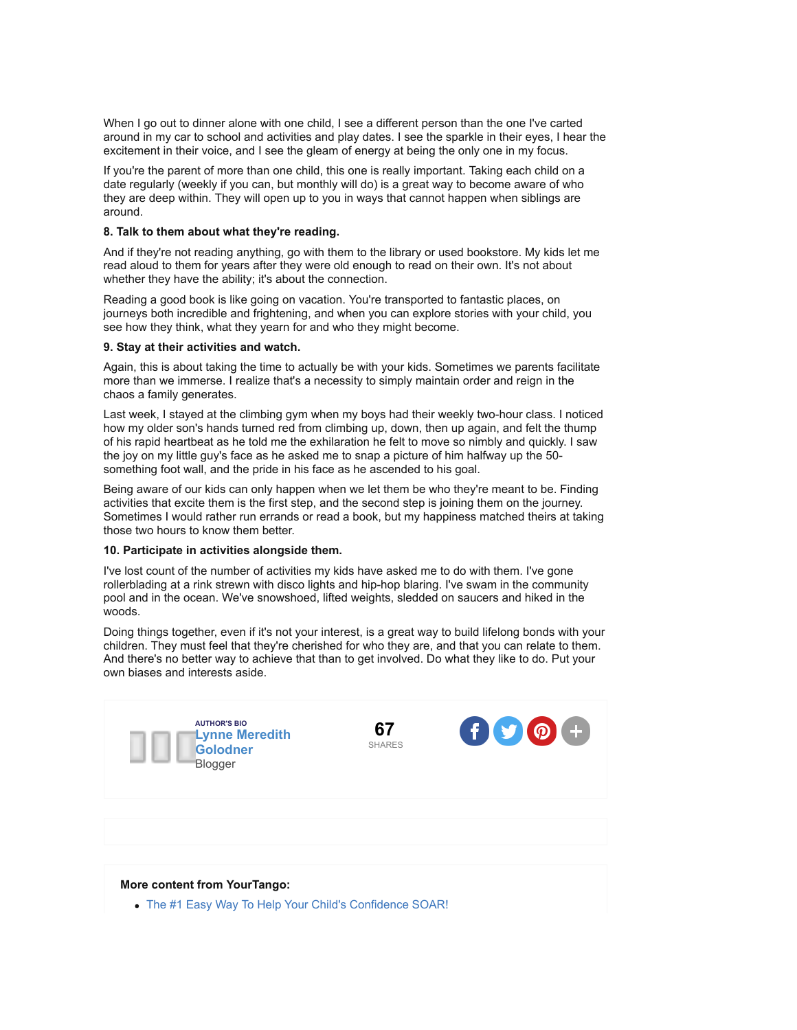When I go out to dinner alone with one child, I see a different person than the one I've carted around in my car to school and activities and play dates. I see the sparkle in their eyes, I hear the excitement in their voice, and I see the gleam of energy at being the only one in my focus.

If you're the parent of more than one child, this one is really important. Taking each child on a date regularly (weekly if you can, but monthly will do) is a great way to become aware of who they are deep within. They will open up to you in ways that cannot happen when siblings are around.

**8. Talk to them about what they're reading.**

And if they're not reading anything, go with them to the library or used bookstore. My kids let me read aloud to them for years after they were old enough to read on their own. It's not about whether they have the ability; it's about the connection.

Reading a good book is like going on vacation. You're transported to fantastic places, on journeys both incredible and frightening, and when you can explore stories with your child, you see how they think, what they yearn for and who they might become.

**9. Stay at their activities and watch.**

Again, this is about taking the time to actually be with your kids. Sometimes we parents facilitate more than we immerse. I realize that's a necessity to simply maintain order and reign in the chaos a family generates.

Last week, I stayed at the climbing gym when my boys had their weekly two-hour class. I noticed how my older son's hands turned red from climbing up, down, then up again, and felt the thump of his rapid heartbeat as he told me the exhilaration he felt to move so nimbly and quickly. I saw the joy on my little guy's face as he asked me to snap a picture of him halfway up the 50-something foot wall, and the pride in his face as he ascended to his goal.

Being aware of our kids can only happen when we let them be who they're meant to be. Finding activities that excite them is the first step, and the second step is joining them on the journey. Sometimes I would rather run errands or read a book, but my happiness matched theirs at taking those two hours to know them better.

**10. Participate in activities alongside them.**

I've lost count of the number of activities my kids have asked me to do with them. I've gone rollerblading at a rink strewn with disco lights and hip-hop blaring. I've swam in the community pool and in the ocean. We've snowshoed, lifted weights, sledded on saucers and hiked in the woods.

Doing things together, even if it's not your interest, is a great way to build lifelong bonds with your children. They must feel that they're cherished for who they are, and that you can relate to them. And there's no better way to achieve that than to get involved. Do what they like to do. Put your own biases and interests aside.

AUTHOR'S BIO
**Lynne Meredith Golodner**
Blogger

67
SHARES

**More content from YourTango:**

- The #1 Easy Way To Help Your Child's Confidence SOAR!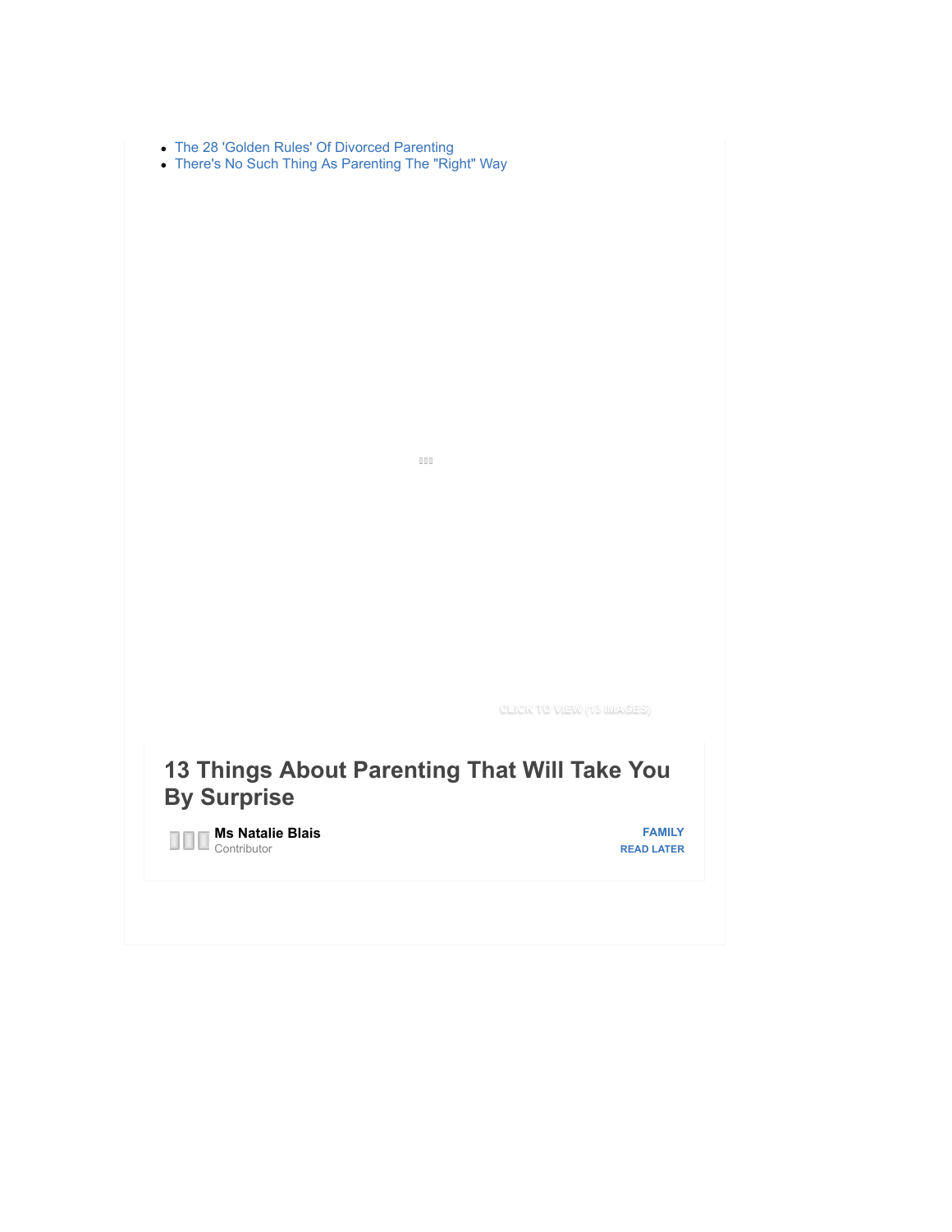- The 28 'Golden Rules' Of Divorced Parenting
- There's No Such Thing As Parenting The "Right" Way

CLICK TO VIEW (13 IMAGES)

## 13 Things About Parenting That Will Take You By Surprise

**Ms Natalie Blais**
Contributor

**FAMILY**
**READ LATER**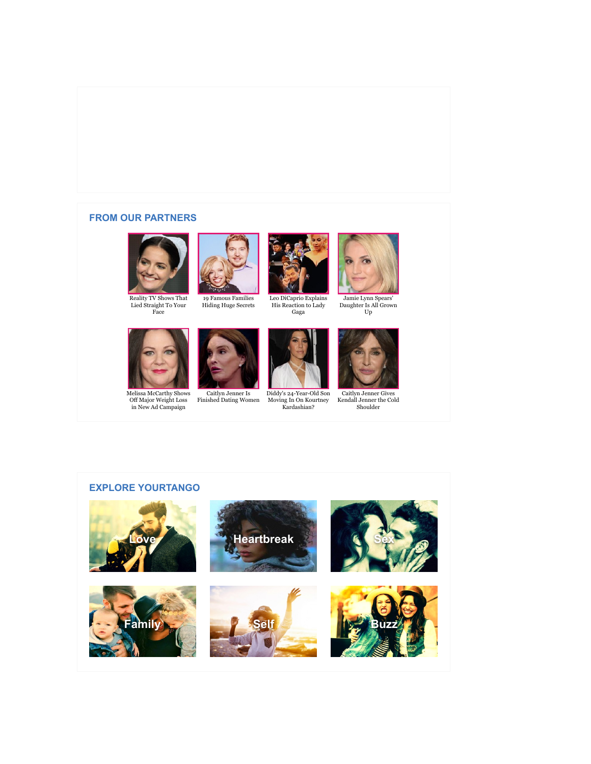## FROM OUR PARTNERS

Reality TV Shows That Lied Straight To Your Face

19 Famous Families Hiding Huge Secrets

Leo DiCaprio Explains His Reaction to Lady Gaga

Jamie Lynn Spears' Daughter Is All Grown Up

Melissa McCarthy Shows Off Major Weight Loss in New Ad Campaign

Caitlyn Jenner Is Finished Dating Women

Diddy's 24-Year-Old Son Moving In On Kourtney Kardashian?

Caitlyn Jenner Gives Kendall Jenner the Cold Shoulder

## EXPLORE YOURTANGO

Love

Heartbreak

Sex

Family

Self

Buzz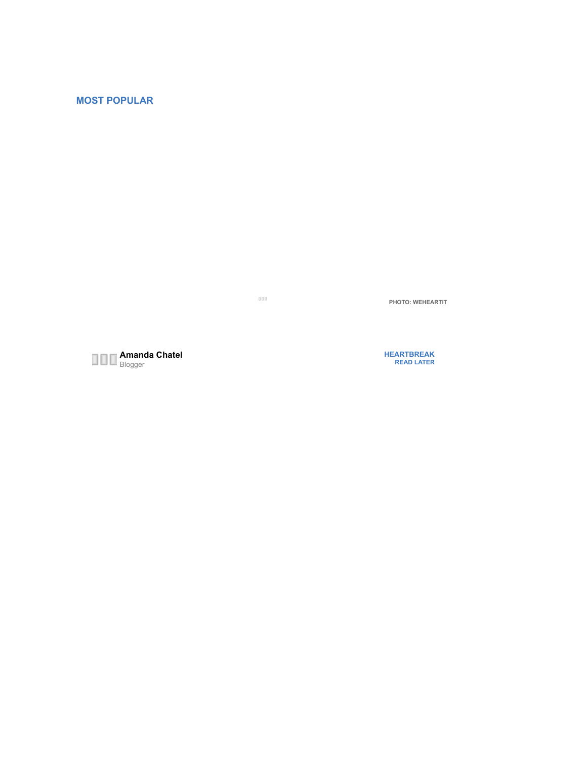## MOST POPULAR

PHOTO: WEHEARTIT

**Amanda Chatel**
Blogger

HEARTBREAK
READ LATER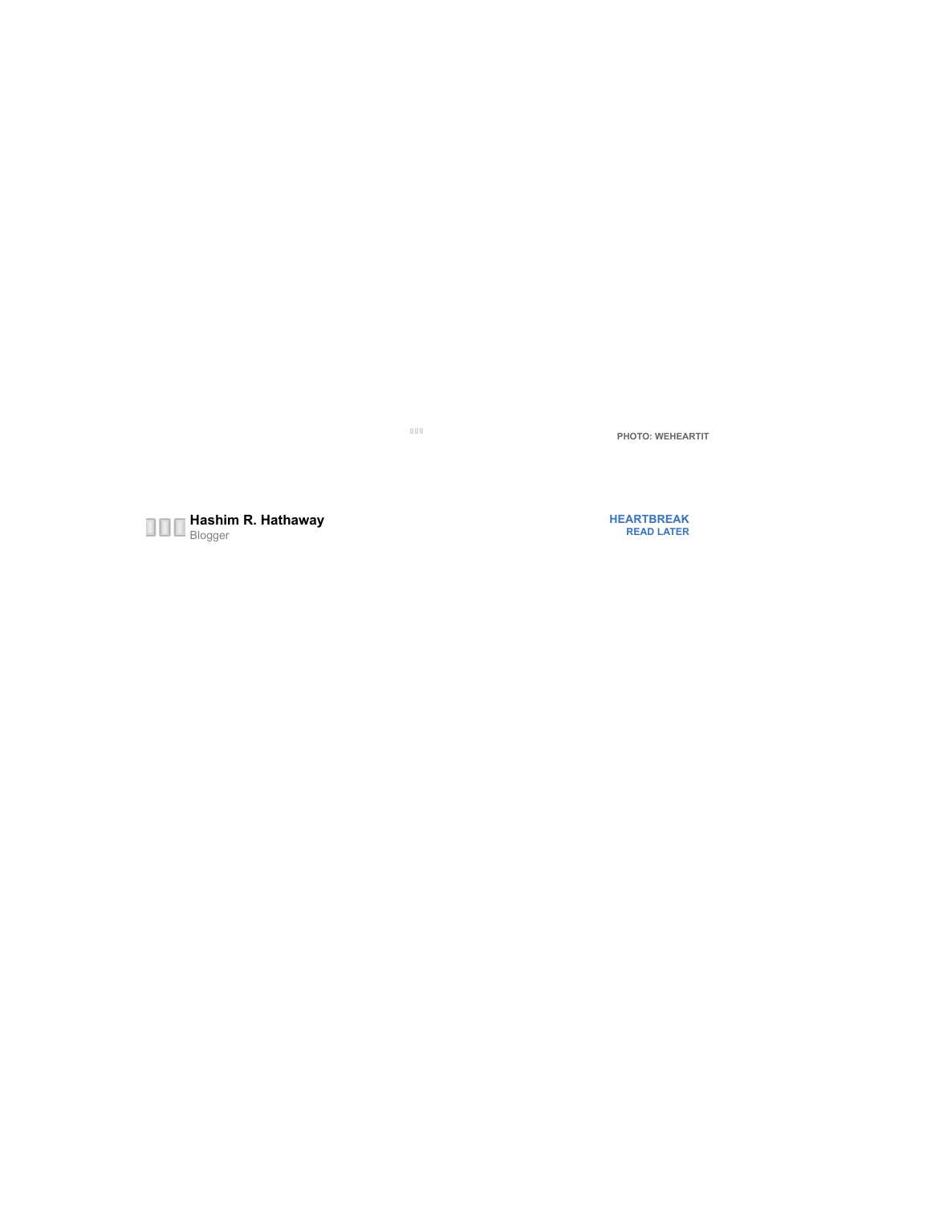PHOTO: WEHEARTIT

**Hashim R. Hathaway**
Blogger

HEARTBREAK
READ LATER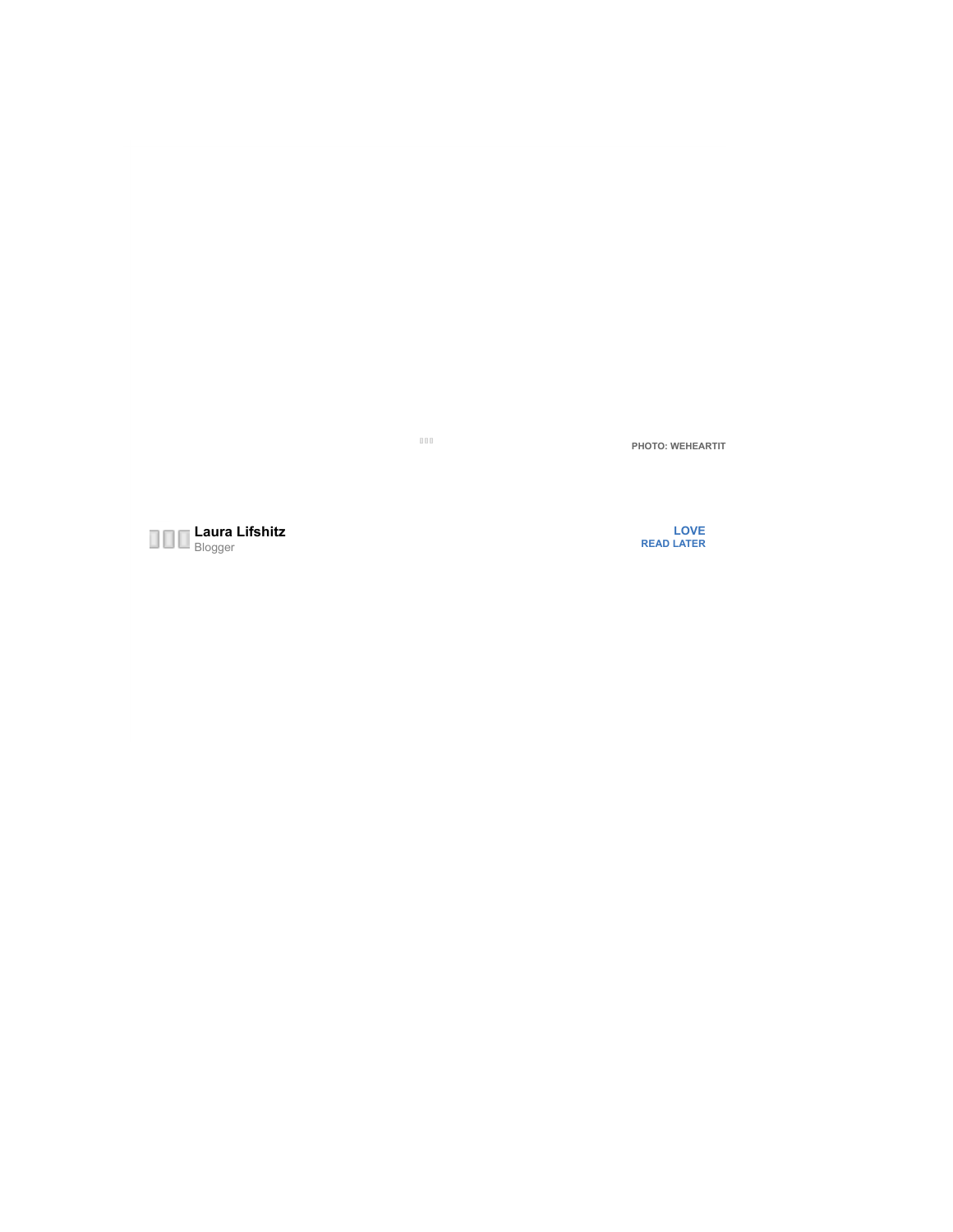PHOTO: WEHEARTIT

**Laura Lifshitz**
Blogger

LOVE
READ LATER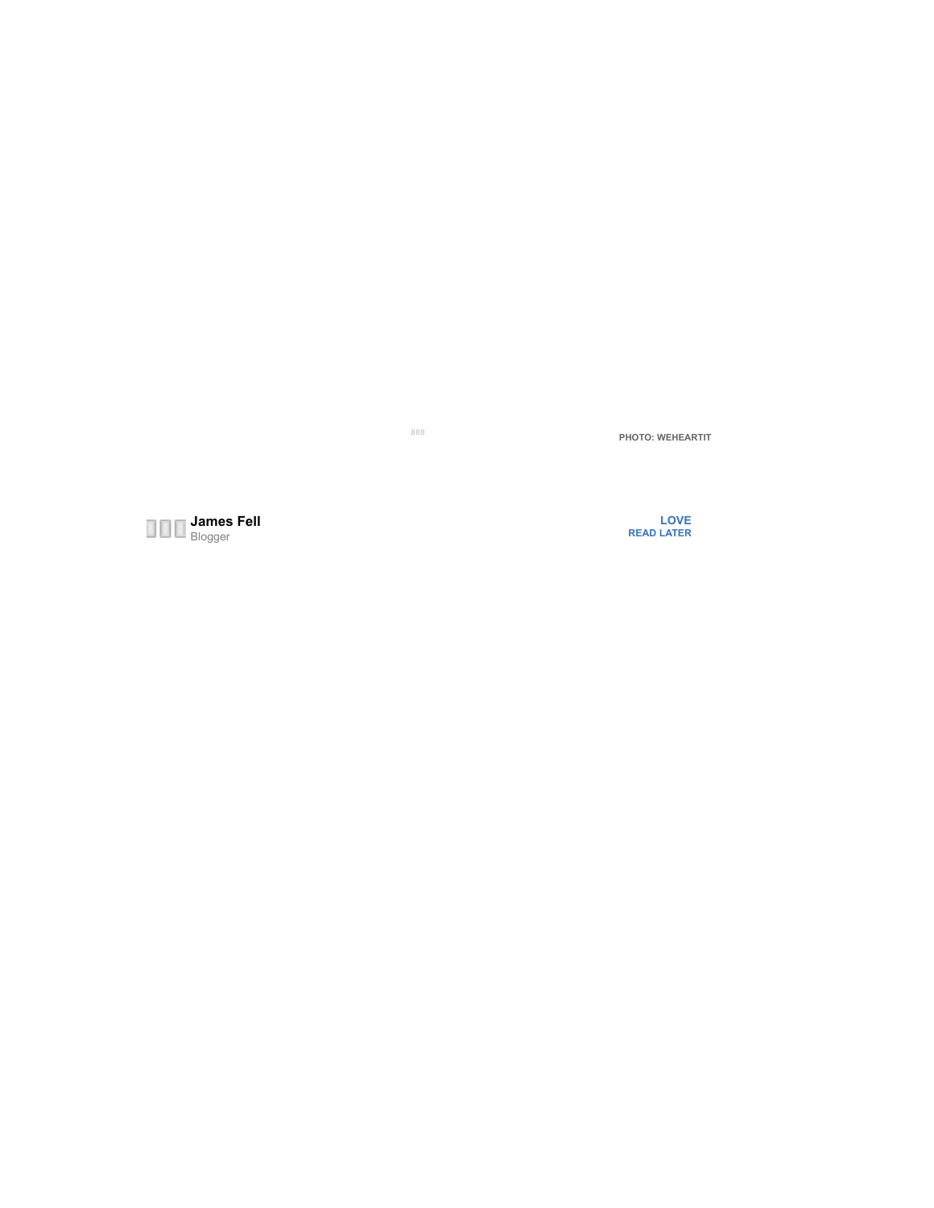PHOTO: WEHEARTIT

**James Fell**
Blogger

LOVE
READ LATER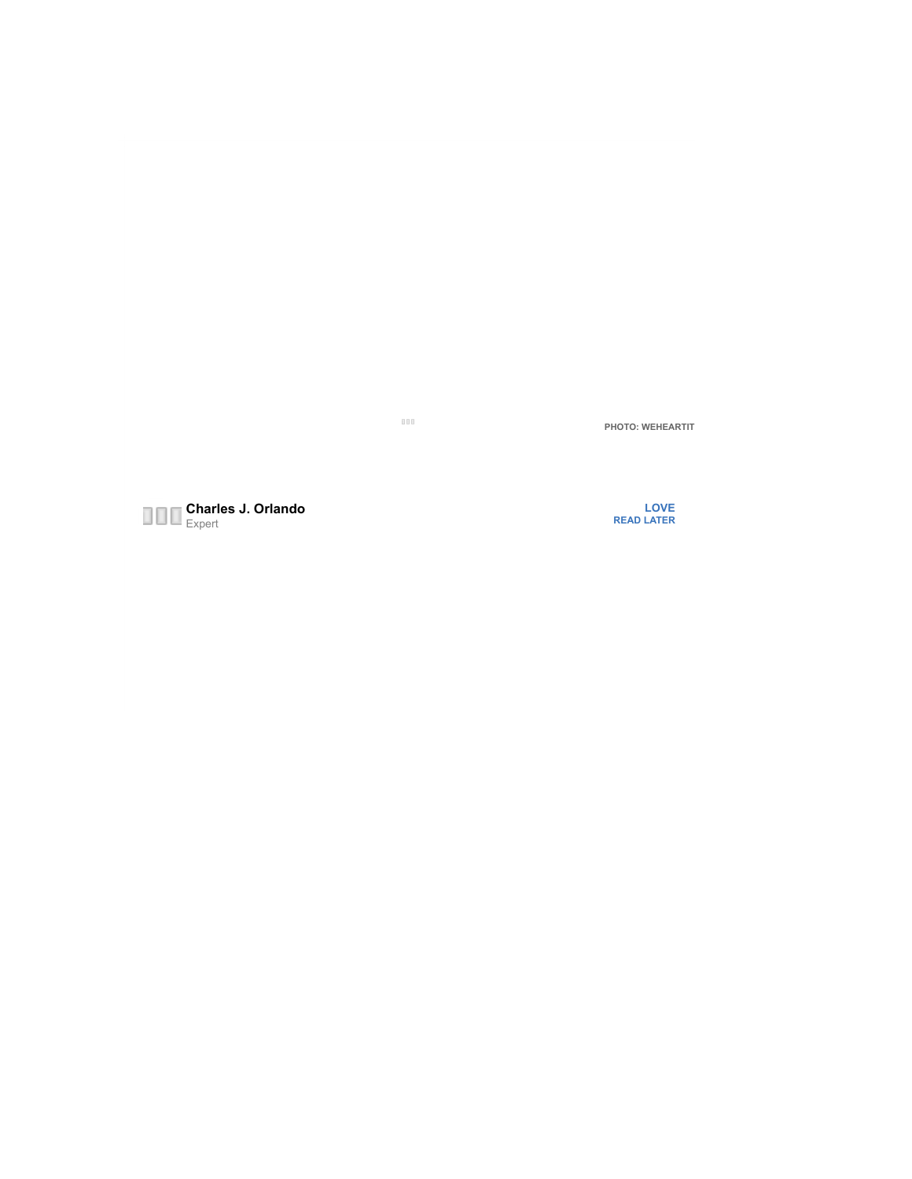PHOTO: WEHEARTIT

**Charles J. Orlando**
Expert

**LOVE**
**READ LATER**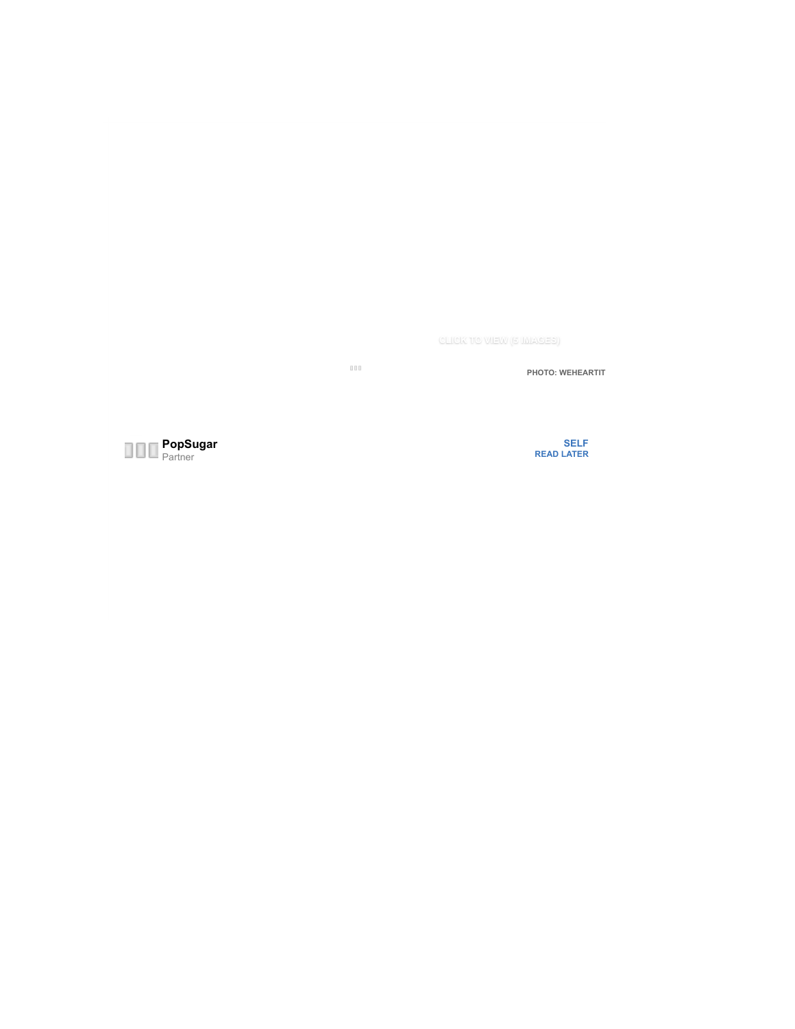CLICK TO VIEW (5 IMAGES)

PHOTO: WEHEARTIT

**PopSugar**
Partner

SELF
READ LATER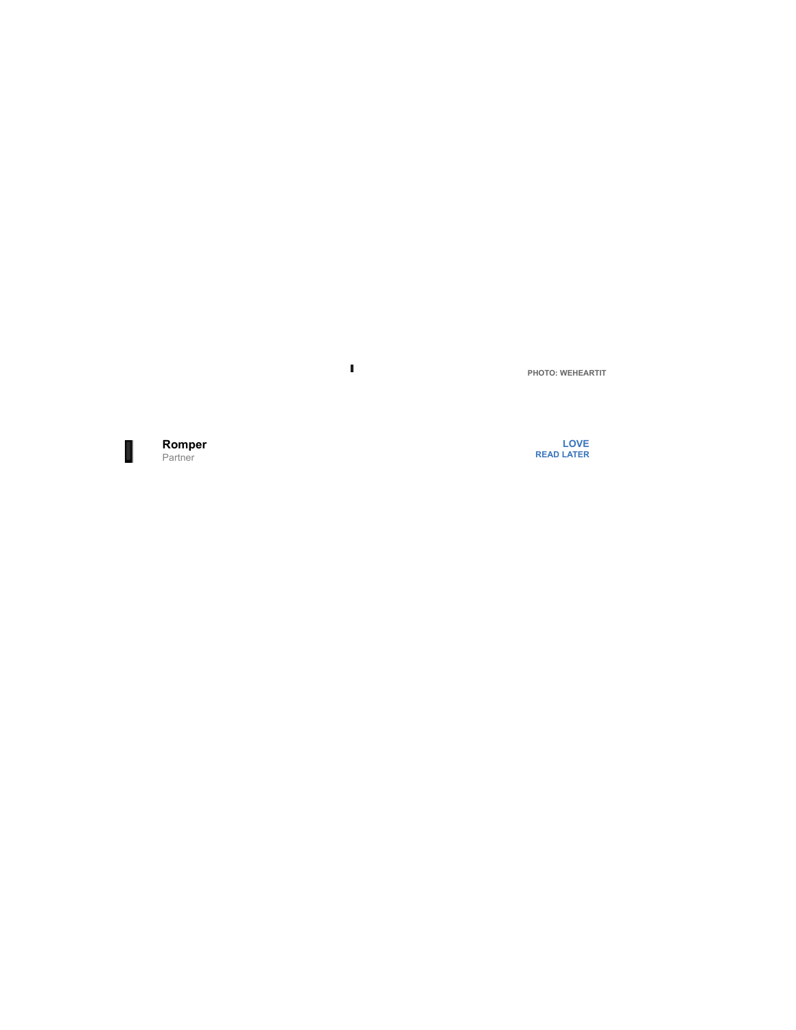PHOTO: WEHEARTIT

**Romper**
Partner

LOVE
READ LATER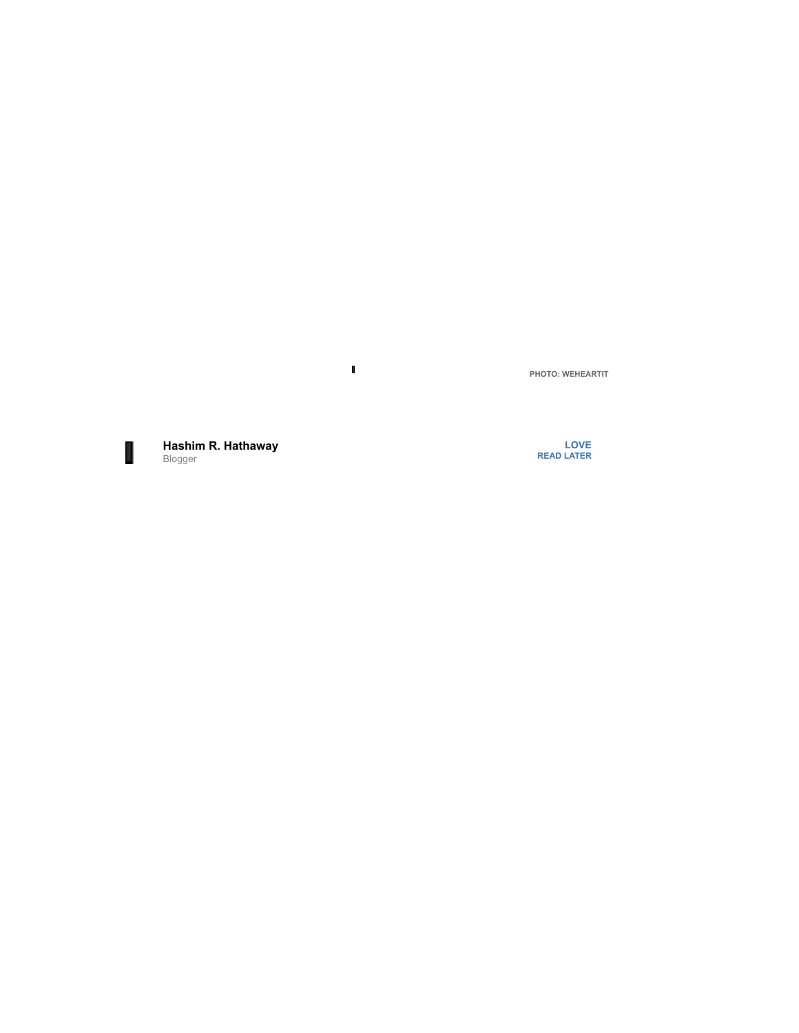PHOTO: WEHEARTIT

**Hashim R. Hathaway**
Blogger

LOVE
READ LATER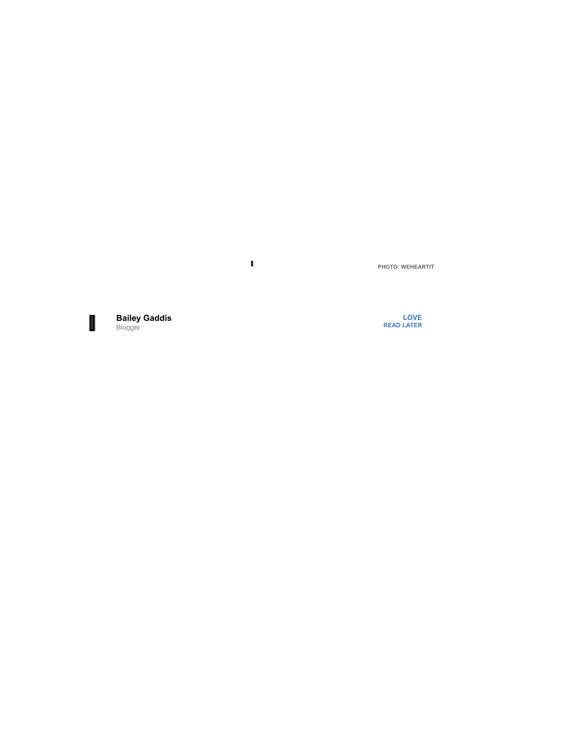PHOTO: WEHEARTIT

**Bailey Gaddis**
Blogger

LOVE
READ LATER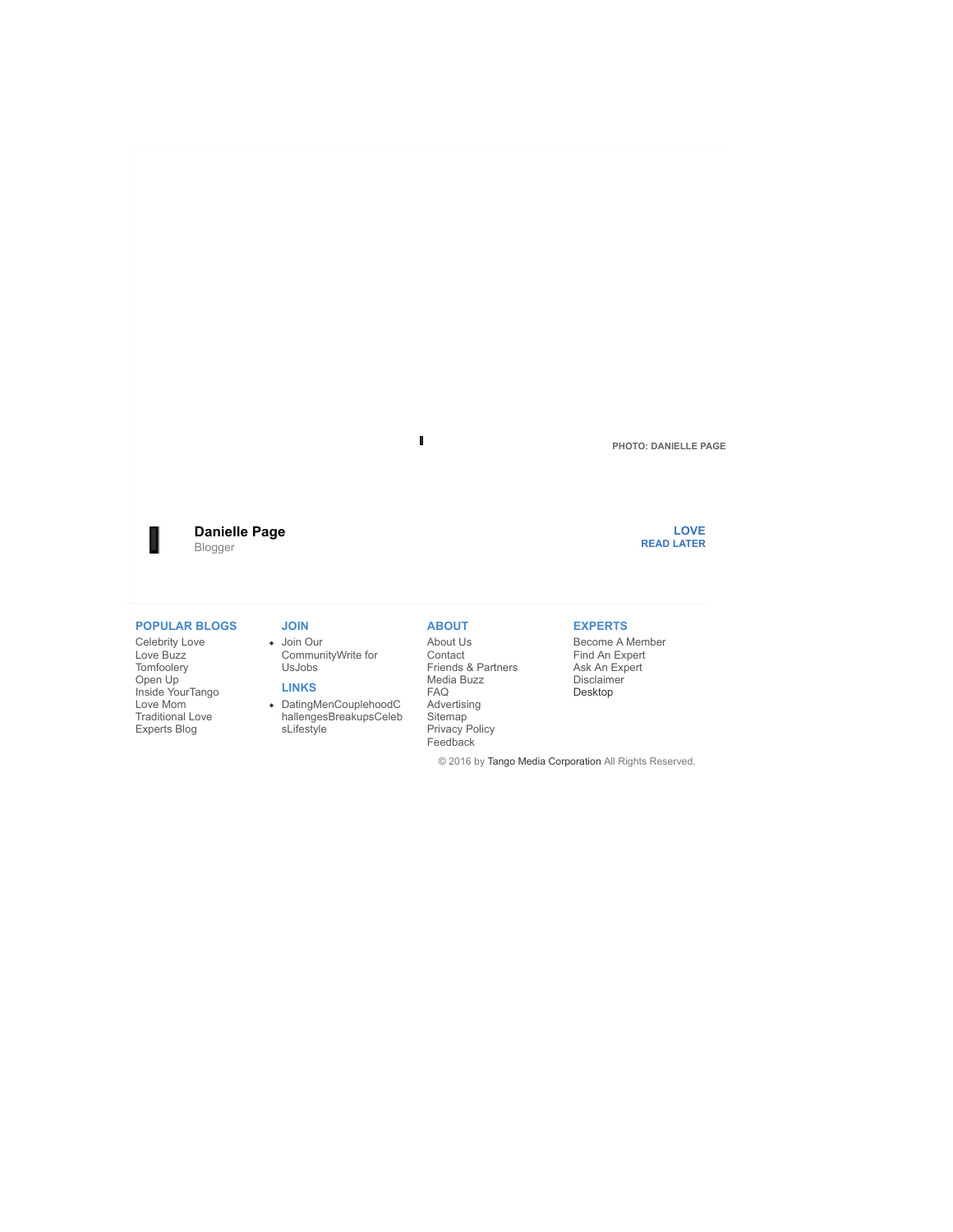PHOTO: DANIELLE PAGE

**Danielle Page**
Blogger

LOVE
READ LATER

### POPULAR BLOGS

Celebrity Love
Love Buzz
Tomfoolery
Open Up
Inside YourTango
Love Mom
Traditional Love
Experts Blog

### JOIN

- Join Our CommunityWrite for UsJobs

### LINKS

- DatingMenCouplehoodChallengesBreakupsCelebsLifestyle

### ABOUT

About Us
Contact
Friends & Partners
Media Buzz
FAQ
Advertising
Sitemap
Privacy Policy
Feedback

### EXPERTS

Become A Member
Find An Expert
Ask An Expert
Disclaimer
Desktop

© 2016 by Tango Media Corporation All Rights Reserved.